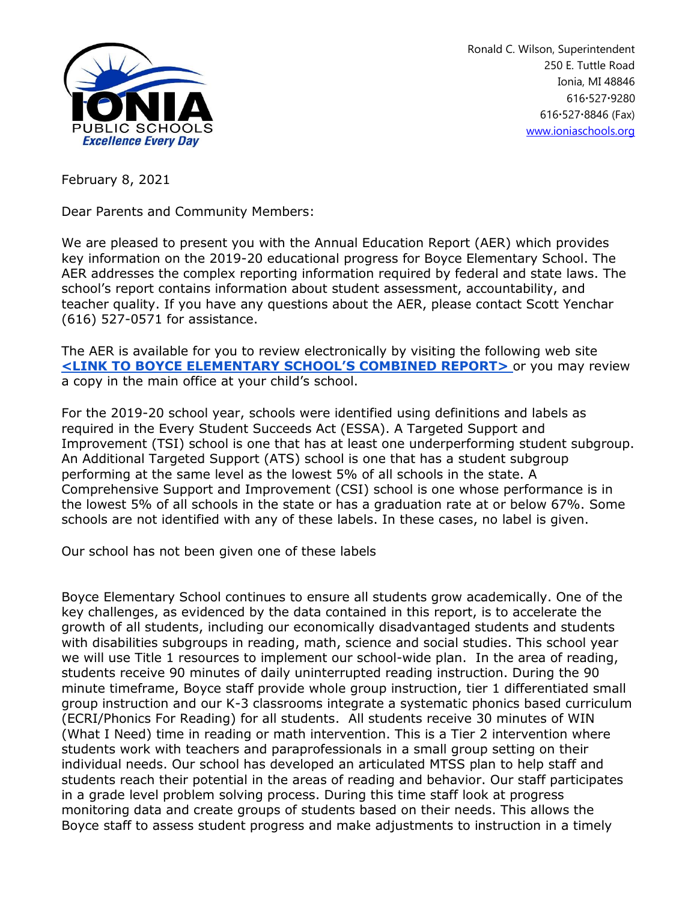IONIA PUBLIC SCHOOLS
*Excellence Every Day*

Ronald C. Wilson, Superintendent
250 E. Tuttle Road
Ionia, MI 48846
616•527•9280
616•527•8846 (Fax)
www.ioniaschools.org

February 8, 2021

Dear Parents and Community Members:

We are pleased to present you with the Annual Education Report (AER) which provides key information on the 2019-20 educational progress for Boyce Elementary School. The AER addresses the complex reporting information required by federal and state laws. The school's report contains information about student assessment, accountability, and teacher quality. If you have any questions about the AER, please contact Scott Yenchar (616) 527-0571 for assistance.

The AER is available for you to review electronically by visiting the following web site **<LINK TO BOYCE ELEMENTARY SCHOOL'S COMBINED REPORT>** or you may review a copy in the main office at your child's school.

For the 2019-20 school year, schools were identified using definitions and labels as required in the Every Student Succeeds Act (ESSA). A Targeted Support and Improvement (TSI) school is one that has at least one underperforming student subgroup. An Additional Targeted Support (ATS) school is one that has a student subgroup performing at the same level as the lowest 5% of all schools in the state. A Comprehensive Support and Improvement (CSI) school is one whose performance is in the lowest 5% of all schools in the state or has a graduation rate at or below 67%. Some schools are not identified with any of these labels. In these cases, no label is given.

Our school has not been given one of these labels

Boyce Elementary School continues to ensure all students grow academically. One of the key challenges, as evidenced by the data contained in this report, is to accelerate the growth of all students, including our economically disadvantaged students and students with disabilities subgroups in reading, math, science and social studies. This school year we will use Title 1 resources to implement our school-wide plan. In the area of reading, students receive 90 minutes of daily uninterrupted reading instruction. During the 90 minute timeframe, Boyce staff provide whole group instruction, tier 1 differentiated small group instruction and our K-3 classrooms integrate a systematic phonics based curriculum (ECRI/Phonics For Reading) for all students. All students receive 30 minutes of WIN (What I Need) time in reading or math intervention. This is a Tier 2 intervention where students work with teachers and paraprofessionals in a small group setting on their individual needs. Our school has developed an articulated MTSS plan to help staff and students reach their potential in the areas of reading and behavior. Our staff participates in a grade level problem solving process. During this time staff look at progress monitoring data and create groups of students based on their needs. This allows the Boyce staff to assess student progress and make adjustments to instruction in a timely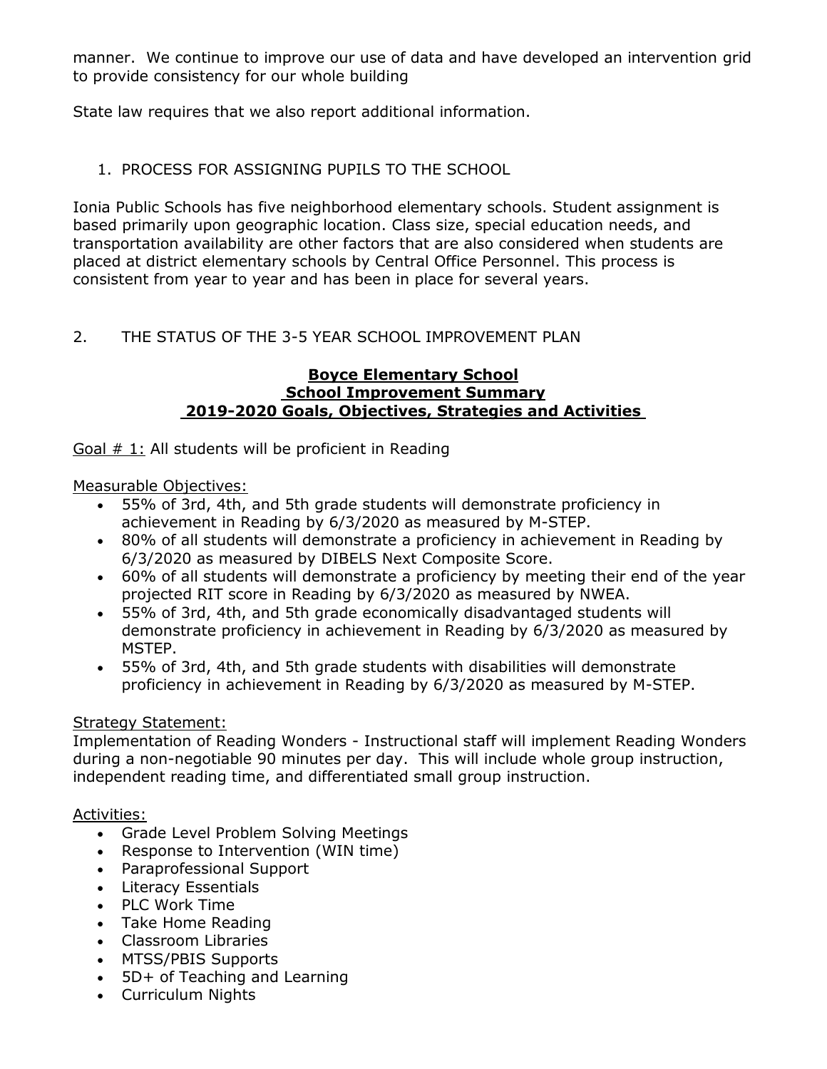manner. We continue to improve our use of data and have developed an intervention grid to provide consistency for our whole building

State law requires that we also report additional information.

1. PROCESS FOR ASSIGNING PUPILS TO THE SCHOOL

Ionia Public Schools has five neighborhood elementary schools. Student assignment is based primarily upon geographic location. Class size, special education needs, and transportation availability are other factors that are also considered when students are placed at district elementary schools by Central Office Personnel. This process is consistent from year to year and has been in place for several years.

2. THE STATUS OF THE 3-5 YEAR SCHOOL IMPROVEMENT PLAN

**Boyce Elementary School**
**School Improvement Summary**
**2019-2020 Goals, Objectives, Strategies and Activities**

Goal # 1: All students will be proficient in Reading

Measurable Objectives:

- 55% of 3rd, 4th, and 5th grade students will demonstrate proficiency in achievement in Reading by 6/3/2020 as measured by M-STEP.
- 80% of all students will demonstrate a proficiency in achievement in Reading by 6/3/2020 as measured by DIBELS Next Composite Score.
- 60% of all students will demonstrate a proficiency by meeting their end of the year projected RIT score in Reading by 6/3/2020 as measured by NWEA.
- 55% of 3rd, 4th, and 5th grade economically disadvantaged students will demonstrate proficiency in achievement in Reading by 6/3/2020 as measured by MSTEP.
- 55% of 3rd, 4th, and 5th grade students with disabilities will demonstrate proficiency in achievement in Reading by 6/3/2020 as measured by M-STEP.

Strategy Statement:
Implementation of Reading Wonders - Instructional staff will implement Reading Wonders during a non-negotiable 90 minutes per day. This will include whole group instruction, independent reading time, and differentiated small group instruction.

Activities:

- Grade Level Problem Solving Meetings
- Response to Intervention (WIN time)
- Paraprofessional Support
- Literacy Essentials
- PLC Work Time
- Take Home Reading
- Classroom Libraries
- MTSS/PBIS Supports
- 5D+ of Teaching and Learning
- Curriculum Nights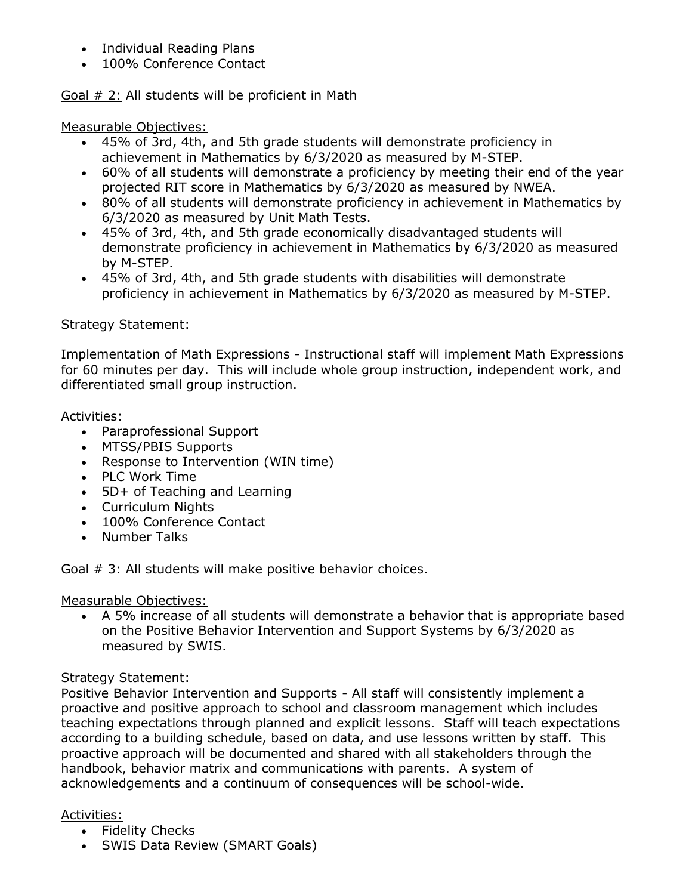- Individual Reading Plans
- 100% Conference Contact

Goal # 2: All students will be proficient in Math

Measurable Objectives:

- 45% of 3rd, 4th, and 5th grade students will demonstrate proficiency in achievement in Mathematics by 6/3/2020 as measured by M-STEP.
- 60% of all students will demonstrate a proficiency by meeting their end of the year projected RIT score in Mathematics by 6/3/2020 as measured by NWEA.
- 80% of all students will demonstrate proficiency in achievement in Mathematics by 6/3/2020 as measured by Unit Math Tests.
- 45% of 3rd, 4th, and 5th grade economically disadvantaged students will demonstrate proficiency in achievement in Mathematics by 6/3/2020 as measured by M-STEP.
- 45% of 3rd, 4th, and 5th grade students with disabilities will demonstrate proficiency in achievement in Mathematics by 6/3/2020 as measured by M-STEP.

Strategy Statement:

Implementation of Math Expressions - Instructional staff will implement Math Expressions for 60 minutes per day. This will include whole group instruction, independent work, and differentiated small group instruction.

Activities:

- Paraprofessional Support
- MTSS/PBIS Supports
- Response to Intervention (WIN time)
- PLC Work Time
- 5D+ of Teaching and Learning
- Curriculum Nights
- 100% Conference Contact
- Number Talks

Goal # 3: All students will make positive behavior choices.

Measurable Objectives:

- A 5% increase of all students will demonstrate a behavior that is appropriate based on the Positive Behavior Intervention and Support Systems by 6/3/2020 as measured by SWIS.

Strategy Statement:

Positive Behavior Intervention and Supports - All staff will consistently implement a proactive and positive approach to school and classroom management which includes teaching expectations through planned and explicit lessons. Staff will teach expectations according to a building schedule, based on data, and use lessons written by staff. This proactive approach will be documented and shared with all stakeholders through the handbook, behavior matrix and communications with parents. A system of acknowledgements and a continuum of consequences will be school-wide.

Activities:

- Fidelity Checks
- SWIS Data Review (SMART Goals)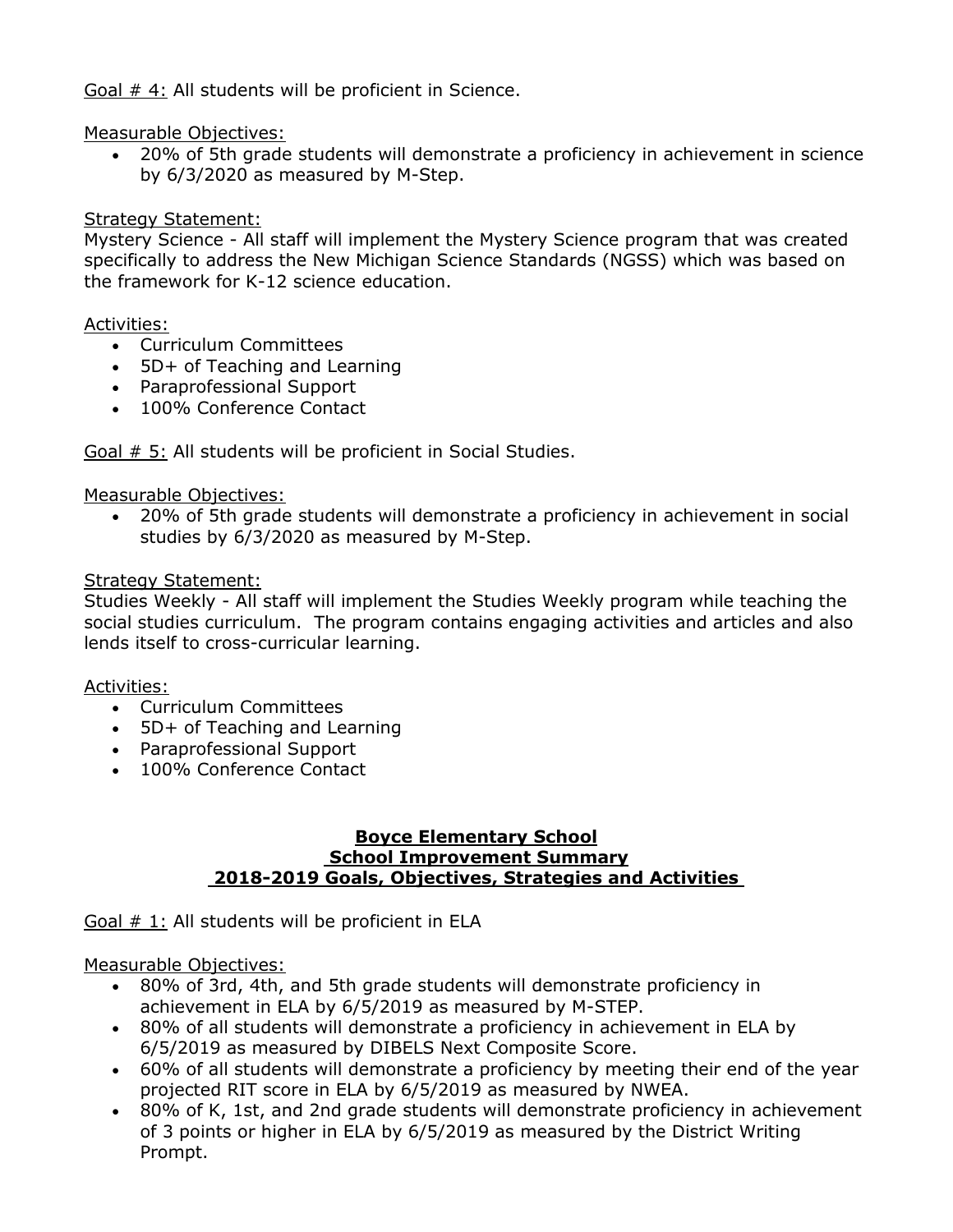Goal # 4: All students will be proficient in Science.

Measurable Objectives:

- 20% of 5th grade students will demonstrate a proficiency in achievement in science by 6/3/2020 as measured by M-Step.

Strategy Statement:
Mystery Science - All staff will implement the Mystery Science program that was created specifically to address the New Michigan Science Standards (NGSS) which was based on the framework for K-12 science education.

Activities:

- Curriculum Committees
- 5D+ of Teaching and Learning
- Paraprofessional Support
- 100% Conference Contact

Goal # 5: All students will be proficient in Social Studies.

Measurable Objectives:

- 20% of 5th grade students will demonstrate a proficiency in achievement in social studies by 6/3/2020 as measured by M-Step.

Strategy Statement:
Studies Weekly - All staff will implement the Studies Weekly program while teaching the social studies curriculum. The program contains engaging activities and articles and also lends itself to cross-curricular learning.

Activities:

- Curriculum Committees
- 5D+ of Teaching and Learning
- Paraprofessional Support
- 100% Conference Contact

## Boyce Elementary School
## School Improvement Summary
## 2018-2019 Goals, Objectives, Strategies and Activities

Goal # 1: All students will be proficient in ELA

Measurable Objectives:

- 80% of 3rd, 4th, and 5th grade students will demonstrate proficiency in achievement in ELA by 6/5/2019 as measured by M-STEP.
- 80% of all students will demonstrate a proficiency in achievement in ELA by 6/5/2019 as measured by DIBELS Next Composite Score.
- 60% of all students will demonstrate a proficiency by meeting their end of the year projected RIT score in ELA by 6/5/2019 as measured by NWEA.
- 80% of K, 1st, and 2nd grade students will demonstrate proficiency in achievement of 3 points or higher in ELA by 6/5/2019 as measured by the District Writing Prompt.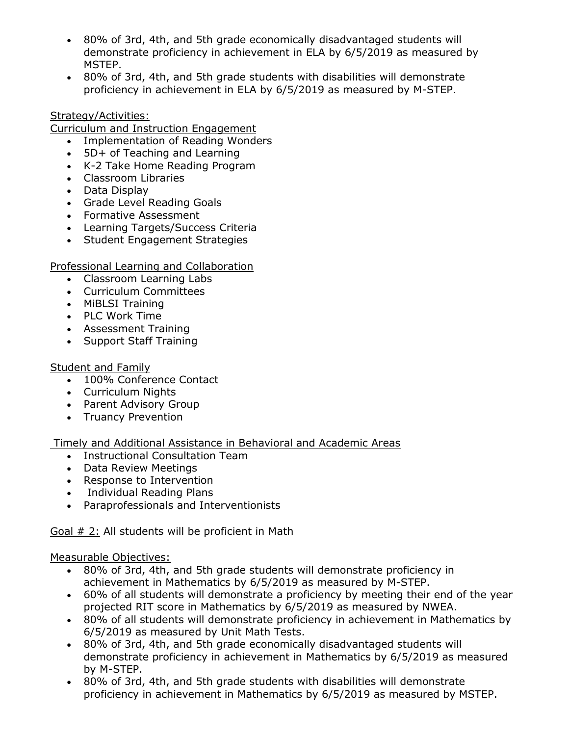- 80% of 3rd, 4th, and 5th grade economically disadvantaged students will demonstrate proficiency in achievement in ELA by 6/5/2019 as measured by MSTEP.
- 80% of 3rd, 4th, and 5th grade students with disabilities will demonstrate proficiency in achievement in ELA by 6/5/2019 as measured by M-STEP.

Strategy/Activities:

Curriculum and Instruction Engagement

- Implementation of Reading Wonders
- 5D+ of Teaching and Learning
- K-2 Take Home Reading Program
- Classroom Libraries
- Data Display
- Grade Level Reading Goals
- Formative Assessment
- Learning Targets/Success Criteria
- Student Engagement Strategies

Professional Learning and Collaboration

- Classroom Learning Labs
- Curriculum Committees
- MiBLSI Training
- PLC Work Time
- Assessment Training
- Support Staff Training

Student and Family

- 100% Conference Contact
- Curriculum Nights
- Parent Advisory Group
- Truancy Prevention

Timely and Additional Assistance in Behavioral and Academic Areas

- Instructional Consultation Team
- Data Review Meetings
- Response to Intervention
- Individual Reading Plans
- Paraprofessionals and Interventionists

Goal # 2: All students will be proficient in Math

Measurable Objectives:

- 80% of 3rd, 4th, and 5th grade students will demonstrate proficiency in achievement in Mathematics by 6/5/2019 as measured by M-STEP.
- 60% of all students will demonstrate a proficiency by meeting their end of the year projected RIT score in Mathematics by 6/5/2019 as measured by NWEA.
- 80% of all students will demonstrate proficiency in achievement in Mathematics by 6/5/2019 as measured by Unit Math Tests.
- 80% of 3rd, 4th, and 5th grade economically disadvantaged students will demonstrate proficiency in achievement in Mathematics by 6/5/2019 as measured by M-STEP.
- 80% of 3rd, 4th, and 5th grade students with disabilities will demonstrate proficiency in achievement in Mathematics by 6/5/2019 as measured by MSTEP.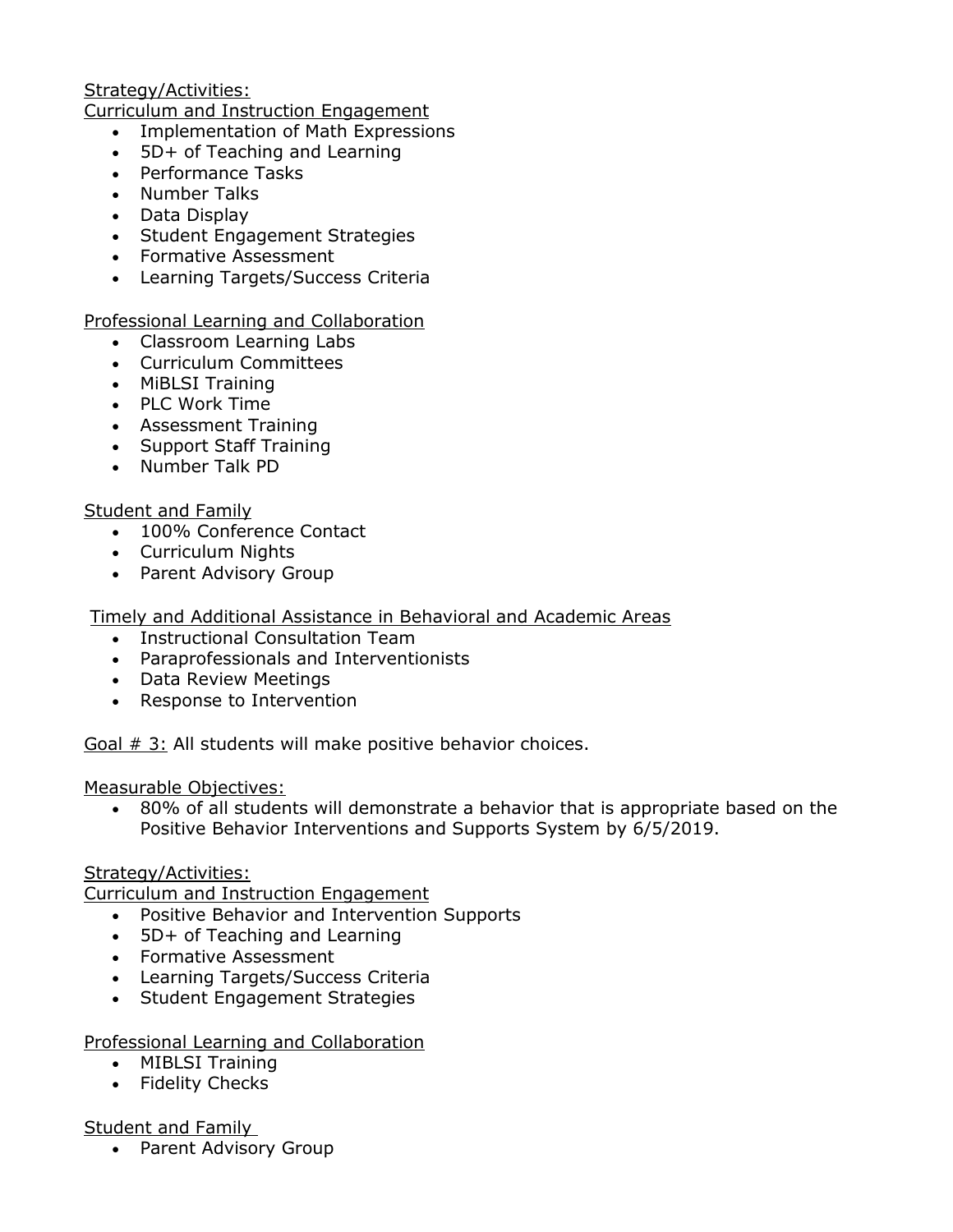Strategy/Activities:

Curriculum and Instruction Engagement

- Implementation of Math Expressions
- 5D+ of Teaching and Learning
- Performance Tasks
- Number Talks
- Data Display
- Student Engagement Strategies
- Formative Assessment
- Learning Targets/Success Criteria

Professional Learning and Collaboration

- Classroom Learning Labs
- Curriculum Committees
- MiBLSI Training
- PLC Work Time
- Assessment Training
- Support Staff Training
- Number Talk PD

Student and Family

- 100% Conference Contact
- Curriculum Nights
- Parent Advisory Group

Timely and Additional Assistance in Behavioral and Academic Areas

- Instructional Consultation Team
- Paraprofessionals and Interventionists
- Data Review Meetings
- Response to Intervention

Goal # 3: All students will make positive behavior choices.

Measurable Objectives:

- 80% of all students will demonstrate a behavior that is appropriate based on the Positive Behavior Interventions and Supports System by 6/5/2019.

Strategy/Activities:

Curriculum and Instruction Engagement

- Positive Behavior and Intervention Supports
- 5D+ of Teaching and Learning
- Formative Assessment
- Learning Targets/Success Criteria
- Student Engagement Strategies

Professional Learning and Collaboration

- MIBLSI Training
- Fidelity Checks

Student and Family

- Parent Advisory Group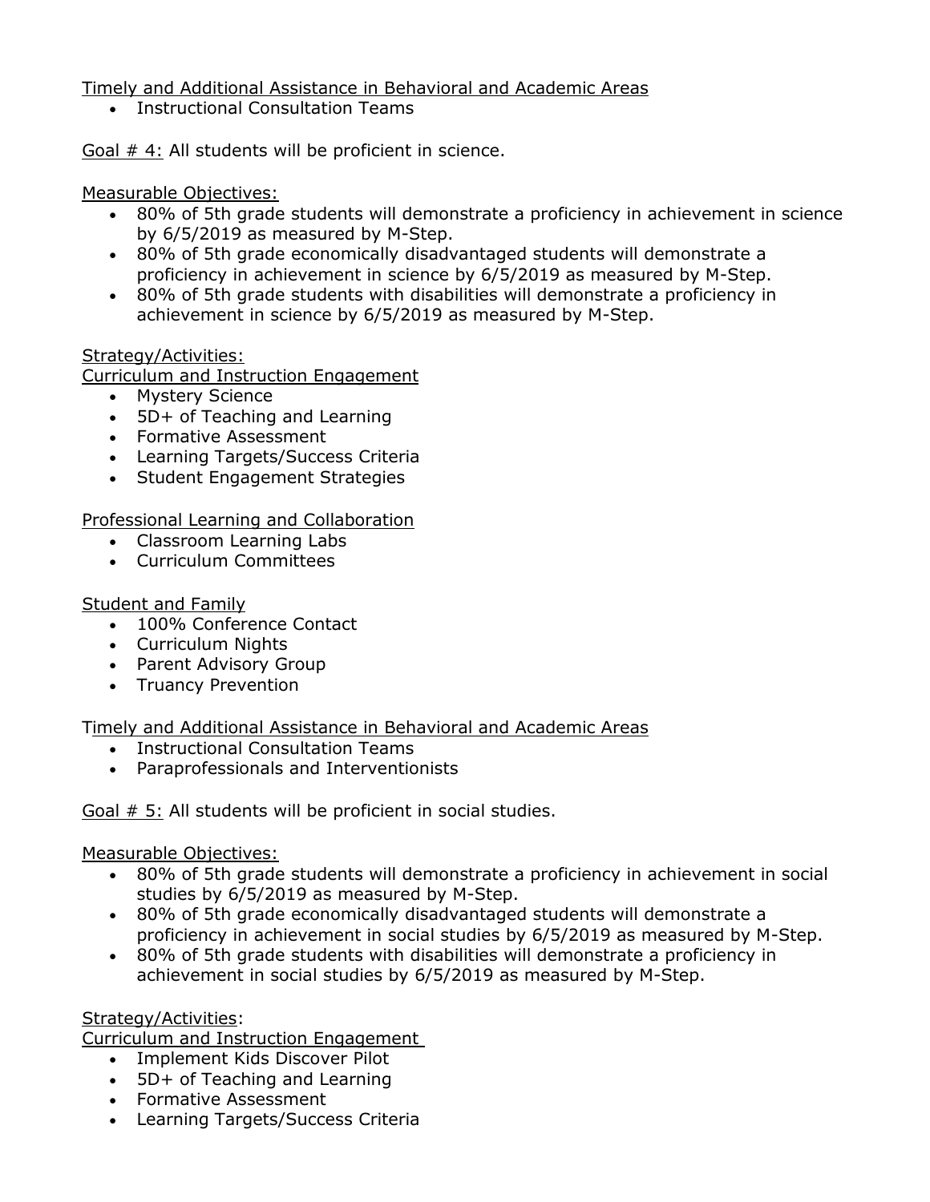Timely and Additional Assistance in Behavioral and Academic Areas

- Instructional Consultation Teams

Goal # 4: All students will be proficient in science.

Measurable Objectives:

- 80% of 5th grade students will demonstrate a proficiency in achievement in science by 6/5/2019 as measured by M-Step.
- 80% of 5th grade economically disadvantaged students will demonstrate a proficiency in achievement in science by 6/5/2019 as measured by M-Step.
- 80% of 5th grade students with disabilities will demonstrate a proficiency in achievement in science by 6/5/2019 as measured by M-Step.

Strategy/Activities:

Curriculum and Instruction Engagement

- Mystery Science
- 5D+ of Teaching and Learning
- Formative Assessment
- Learning Targets/Success Criteria
- Student Engagement Strategies

Professional Learning and Collaboration

- Classroom Learning Labs
- Curriculum Committees

Student and Family

- 100% Conference Contact
- Curriculum Nights
- Parent Advisory Group
- Truancy Prevention

Timely and Additional Assistance in Behavioral and Academic Areas

- Instructional Consultation Teams
- Paraprofessionals and Interventionists

Goal # 5: All students will be proficient in social studies.

Measurable Objectives:

- 80% of 5th grade students will demonstrate a proficiency in achievement in social studies by 6/5/2019 as measured by M-Step.
- 80% of 5th grade economically disadvantaged students will demonstrate a proficiency in achievement in social studies by 6/5/2019 as measured by M-Step.
- 80% of 5th grade students with disabilities will demonstrate a proficiency in achievement in social studies by 6/5/2019 as measured by M-Step.

Strategy/Activities:

Curriculum and Instruction Engagement

- Implement Kids Discover Pilot
- 5D+ of Teaching and Learning
- Formative Assessment
- Learning Targets/Success Criteria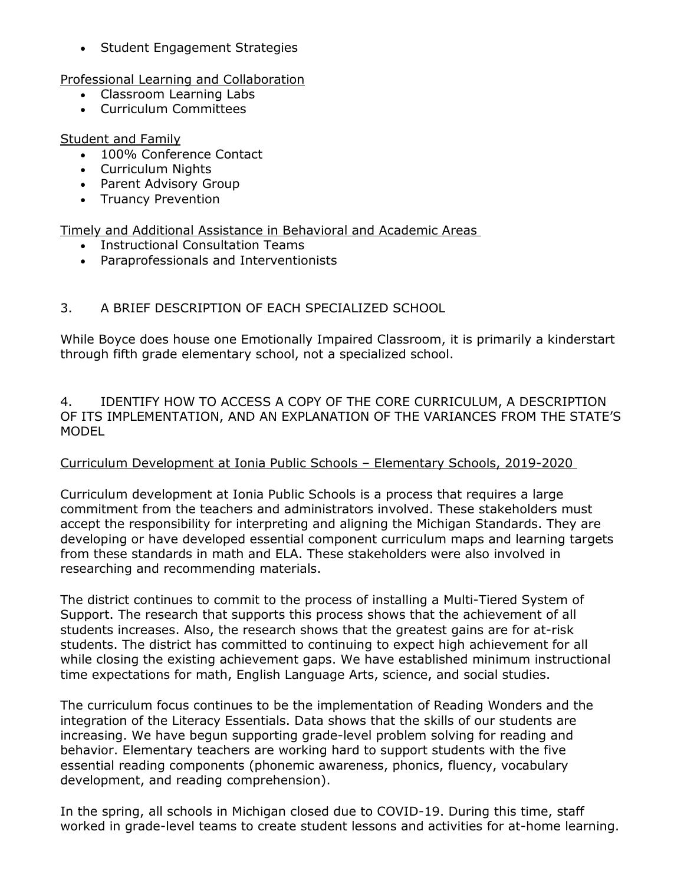- Student Engagement Strategies

Professional Learning and Collaboration

- Classroom Learning Labs
- Curriculum Committees

Student and Family

- 100% Conference Contact
- Curriculum Nights
- Parent Advisory Group
- Truancy Prevention

Timely and Additional Assistance in Behavioral and Academic Areas

- Instructional Consultation Teams
- Paraprofessionals and Interventionists

## 3. A BRIEF DESCRIPTION OF EACH SPECIALIZED SCHOOL

While Boyce does house one Emotionally Impaired Classroom, it is primarily a kinderstart through fifth grade elementary school, not a specialized school.

## 4. IDENTIFY HOW TO ACCESS A COPY OF THE CORE CURRICULUM, A DESCRIPTION OF ITS IMPLEMENTATION, AND AN EXPLANATION OF THE VARIANCES FROM THE STATE'S MODEL

Curriculum Development at Ionia Public Schools – Elementary Schools, 2019-2020

Curriculum development at Ionia Public Schools is a process that requires a large commitment from the teachers and administrators involved. These stakeholders must accept the responsibility for interpreting and aligning the Michigan Standards. They are developing or have developed essential component curriculum maps and learning targets from these standards in math and ELA. These stakeholders were also involved in researching and recommending materials.

The district continues to commit to the process of installing a Multi-Tiered System of Support. The research that supports this process shows that the achievement of all students increases. Also, the research shows that the greatest gains are for at-risk students. The district has committed to continuing to expect high achievement for all while closing the existing achievement gaps. We have established minimum instructional time expectations for math, English Language Arts, science, and social studies.

The curriculum focus continues to be the implementation of Reading Wonders and the integration of the Literacy Essentials. Data shows that the skills of our students are increasing. We have begun supporting grade-level problem solving for reading and behavior. Elementary teachers are working hard to support students with the five essential reading components (phonemic awareness, phonics, fluency, vocabulary development, and reading comprehension).

In the spring, all schools in Michigan closed due to COVID-19. During this time, staff worked in grade-level teams to create student lessons and activities for at-home learning.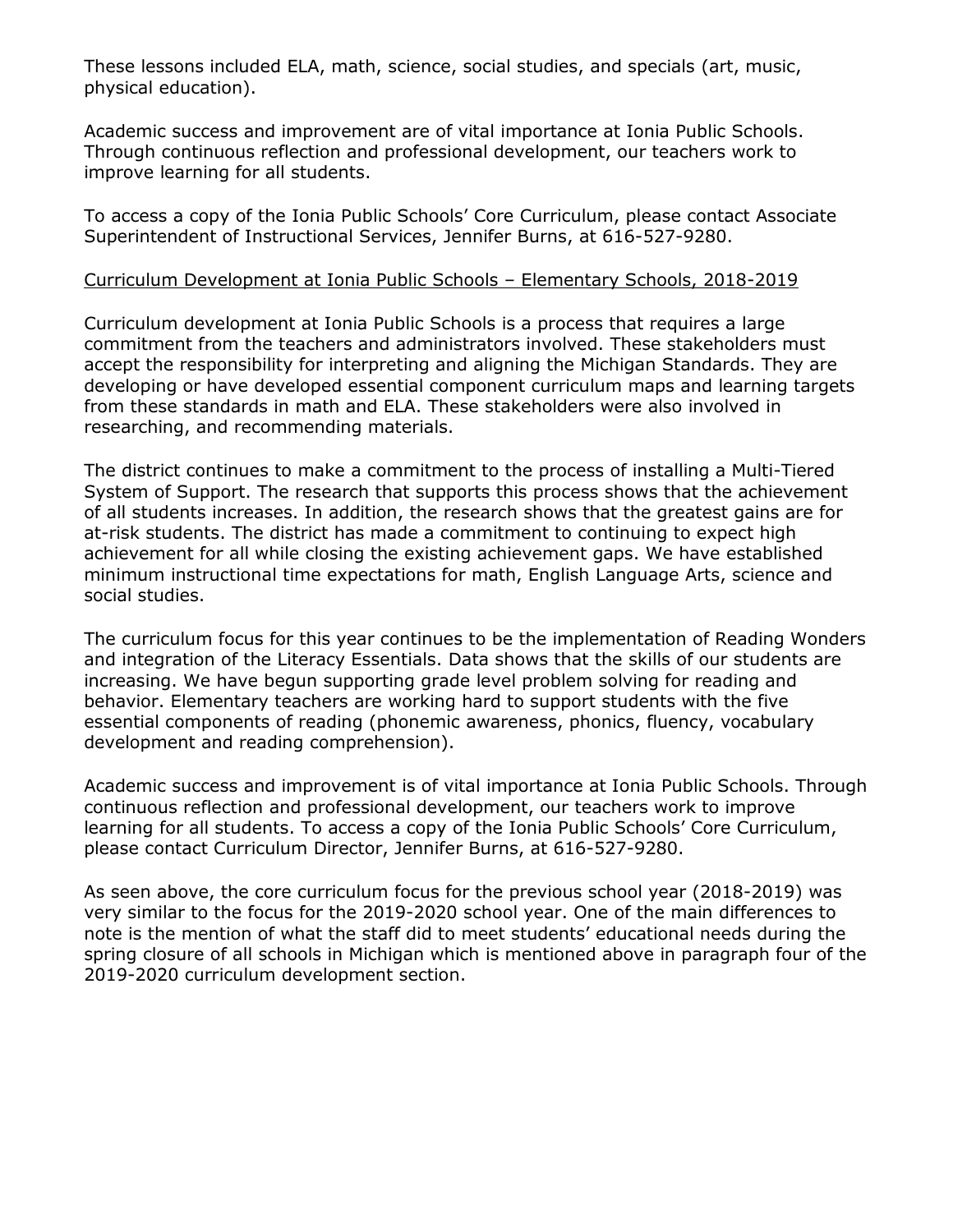These lessons included ELA, math, science, social studies, and specials (art, music, physical education).

Academic success and improvement are of vital importance at Ionia Public Schools. Through continuous reflection and professional development, our teachers work to improve learning for all students.

To access a copy of the Ionia Public Schools' Core Curriculum, please contact Associate Superintendent of Instructional Services, Jennifer Burns, at 616-527-9280.

<u>Curriculum Development at Ionia Public Schools – Elementary Schools, 2018-2019</u>

Curriculum development at Ionia Public Schools is a process that requires a large commitment from the teachers and administrators involved. These stakeholders must accept the responsibility for interpreting and aligning the Michigan Standards. They are developing or have developed essential component curriculum maps and learning targets from these standards in math and ELA. These stakeholders were also involved in researching, and recommending materials.

The district continues to make a commitment to the process of installing a Multi-Tiered System of Support. The research that supports this process shows that the achievement of all students increases. In addition, the research shows that the greatest gains are for at-risk students. The district has made a commitment to continuing to expect high achievement for all while closing the existing achievement gaps. We have established minimum instructional time expectations for math, English Language Arts, science and social studies.

The curriculum focus for this year continues to be the implementation of Reading Wonders and integration of the Literacy Essentials. Data shows that the skills of our students are increasing. We have begun supporting grade level problem solving for reading and behavior. Elementary teachers are working hard to support students with the five essential components of reading (phonemic awareness, phonics, fluency, vocabulary development and reading comprehension).

Academic success and improvement is of vital importance at Ionia Public Schools. Through continuous reflection and professional development, our teachers work to improve learning for all students. To access a copy of the Ionia Public Schools' Core Curriculum, please contact Curriculum Director, Jennifer Burns, at 616-527-9280.

As seen above, the core curriculum focus for the previous school year (2018-2019) was very similar to the focus for the 2019-2020 school year. One of the main differences to note is the mention of what the staff did to meet students' educational needs during the spring closure of all schools in Michigan which is mentioned above in paragraph four of the 2019-2020 curriculum development section.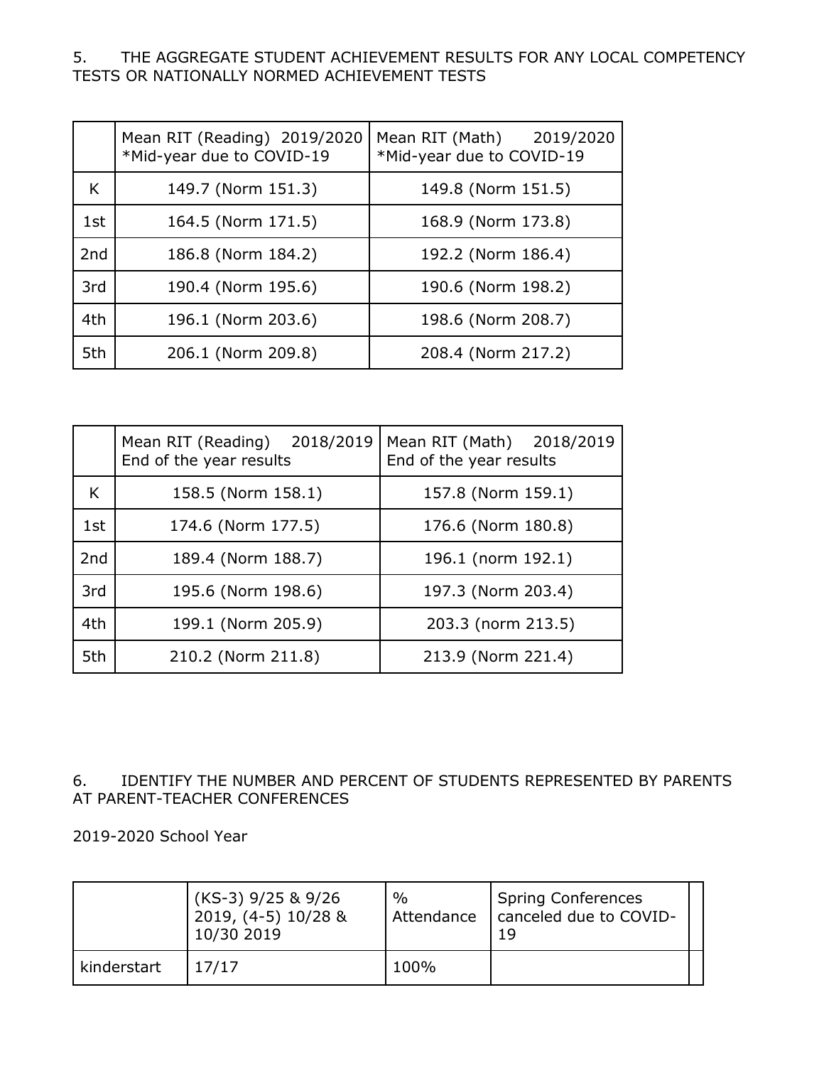5. THE AGGREGATE STUDENT ACHIEVEMENT RESULTS FOR ANY LOCAL COMPETENCY TESTS OR NATIONALLY NORMED ACHIEVEMENT TESTS

| | Mean RIT (Reading) 2019/2020 *Mid-year due to COVID-19 | Mean RIT (Math) 2019/2020 *Mid-year due to COVID-19 |
|---|---|---|
| K | 149.7 (Norm 151.3) | 149.8 (Norm 151.5) |
| 1st | 164.5 (Norm 171.5) | 168.9 (Norm 173.8) |
| 2nd | 186.8 (Norm 184.2) | 192.2 (Norm 186.4) |
| 3rd | 190.4 (Norm 195.6) | 190.6 (Norm 198.2) |
| 4th | 196.1 (Norm 203.6) | 198.6 (Norm 208.7) |
| 5th | 206.1 (Norm 209.8) | 208.4 (Norm 217.2) |

| | Mean RIT (Reading) 2018/2019 End of the year results | Mean RIT (Math) 2018/2019 End of the year results |
|---|---|---|
| K | 158.5 (Norm 158.1) | 157.8 (Norm 159.1) |
| 1st | 174.6 (Norm 177.5) | 176.6 (Norm 180.8) |
| 2nd | 189.4 (Norm 188.7) | 196.1 (norm 192.1) |
| 3rd | 195.6 (Norm 198.6) | 197.3 (Norm 203.4) |
| 4th | 199.1 (Norm 205.9) | 203.3 (norm 213.5) |
| 5th | 210.2 (Norm 211.8) | 213.9 (Norm 221.4) |

6. IDENTIFY THE NUMBER AND PERCENT OF STUDENTS REPRESENTED BY PARENTS AT PARENT-TEACHER CONFERENCES

2019-2020 School Year

| | (KS-3) 9/25 & 9/26 2019, (4-5) 10/28 & 10/30 2019 | % Attendance | Spring Conferences canceled due to COVID-19 | |
|---|---|---|---|---|
| kinderstart | 17/17 | 100% | | |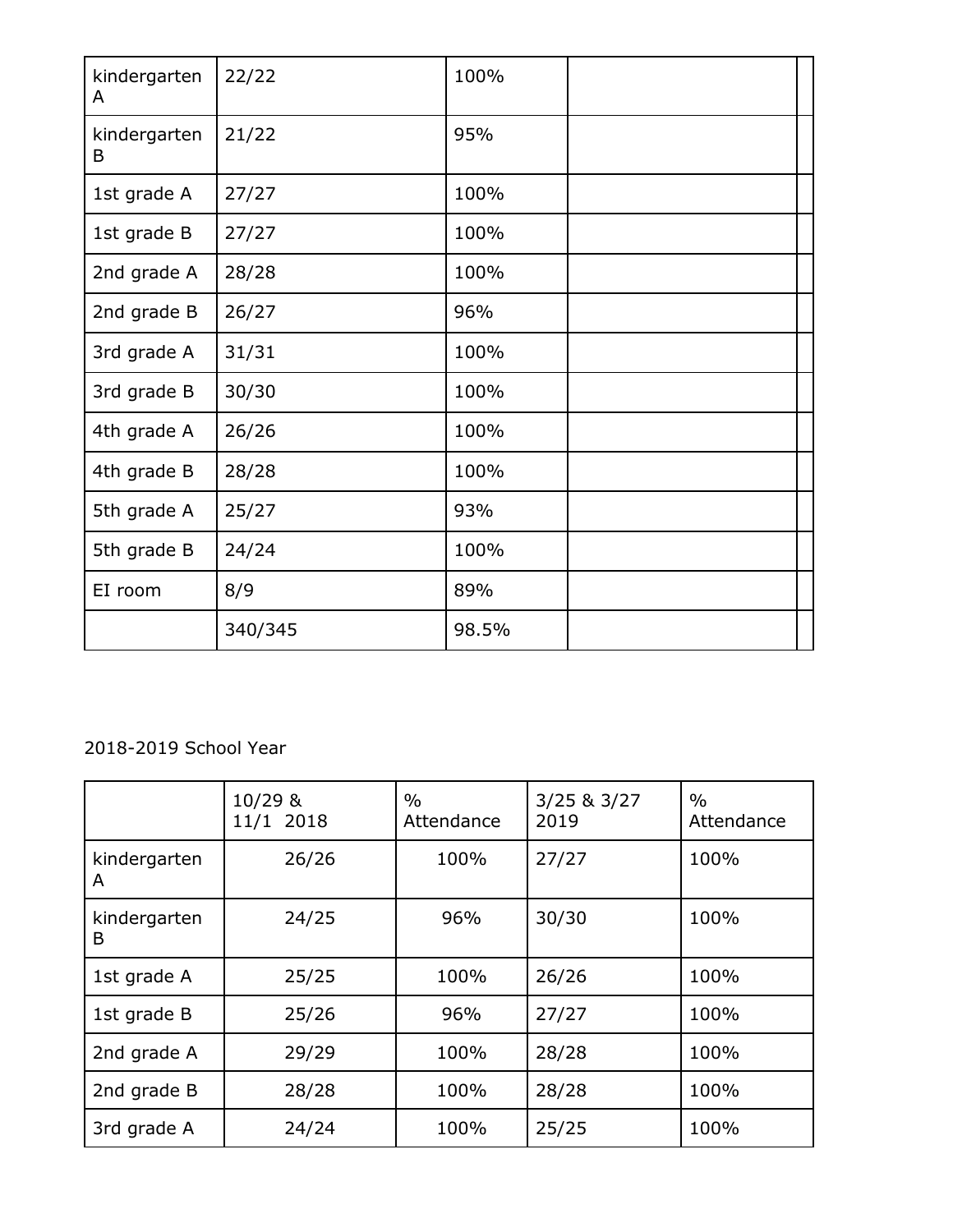| | | | | |
|---|---|---|---|---|
| kindergarten A | 22/22 | 100% | | |
| kindergarten B | 21/22 | 95% | | |
| 1st grade A | 27/27 | 100% | | |
| 1st grade B | 27/27 | 100% | | |
| 2nd grade A | 28/28 | 100% | | |
| 2nd grade B | 26/27 | 96% | | |
| 3rd grade A | 31/31 | 100% | | |
| 3rd grade B | 30/30 | 100% | | |
| 4th grade A | 26/26 | 100% | | |
| 4th grade B | 28/28 | 100% | | |
| 5th grade A | 25/27 | 93% | | |
| 5th grade B | 24/24 | 100% | | |
| EI room | 8/9 | 89% | | |
| | 340/345 | 98.5% | | |

2018-2019 School Year

| | 10/29 & 11/1 2018 | % Attendance | 3/25 & 3/27 2019 | % Attendance |
|---|---|---|---|---|
| kindergarten A | 26/26 | 100% | 27/27 | 100% |
| kindergarten B | 24/25 | 96% | 30/30 | 100% |
| 1st grade A | 25/25 | 100% | 26/26 | 100% |
| 1st grade B | 25/26 | 96% | 27/27 | 100% |
| 2nd grade A | 29/29 | 100% | 28/28 | 100% |
| 2nd grade B | 28/28 | 100% | 28/28 | 100% |
| 3rd grade A | 24/24 | 100% | 25/25 | 100% |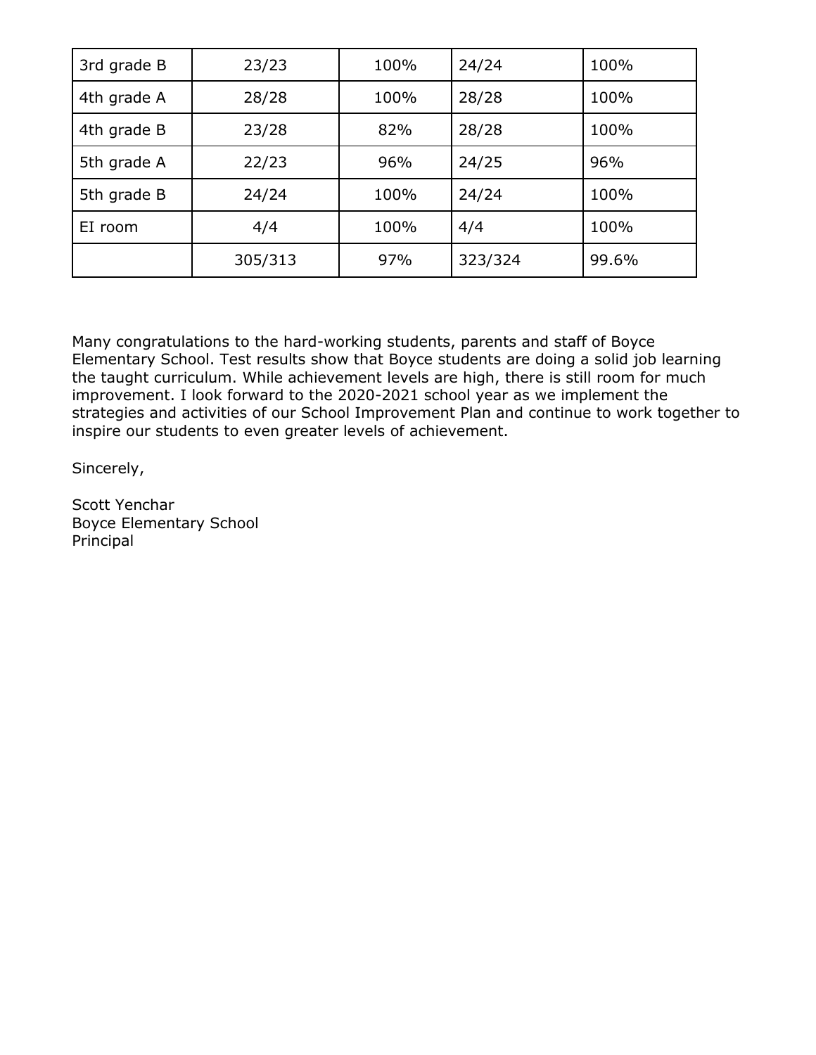| | | | | |
|---|---|---|---|---|
| 3rd grade B | 23/23 | 100% | 24/24 | 100% |
| 4th grade A | 28/28 | 100% | 28/28 | 100% |
| 4th grade B | 23/28 | 82% | 28/28 | 100% |
| 5th grade A | 22/23 | 96% | 24/25 | 96% |
| 5th grade B | 24/24 | 100% | 24/24 | 100% |
| EI room | 4/4 | 100% | 4/4 | 100% |
| | 305/313 | 97% | 323/324 | 99.6% |

Many congratulations to the hard-working students, parents and staff of Boyce Elementary School. Test results show that Boyce students are doing a solid job learning the taught curriculum. While achievement levels are high, there is still room for much improvement. I look forward to the 2020-2021 school year as we implement the strategies and activities of our School Improvement Plan and continue to work together to inspire our students to even greater levels of achievement.

Sincerely,

Scott Yenchar
Boyce Elementary School
Principal